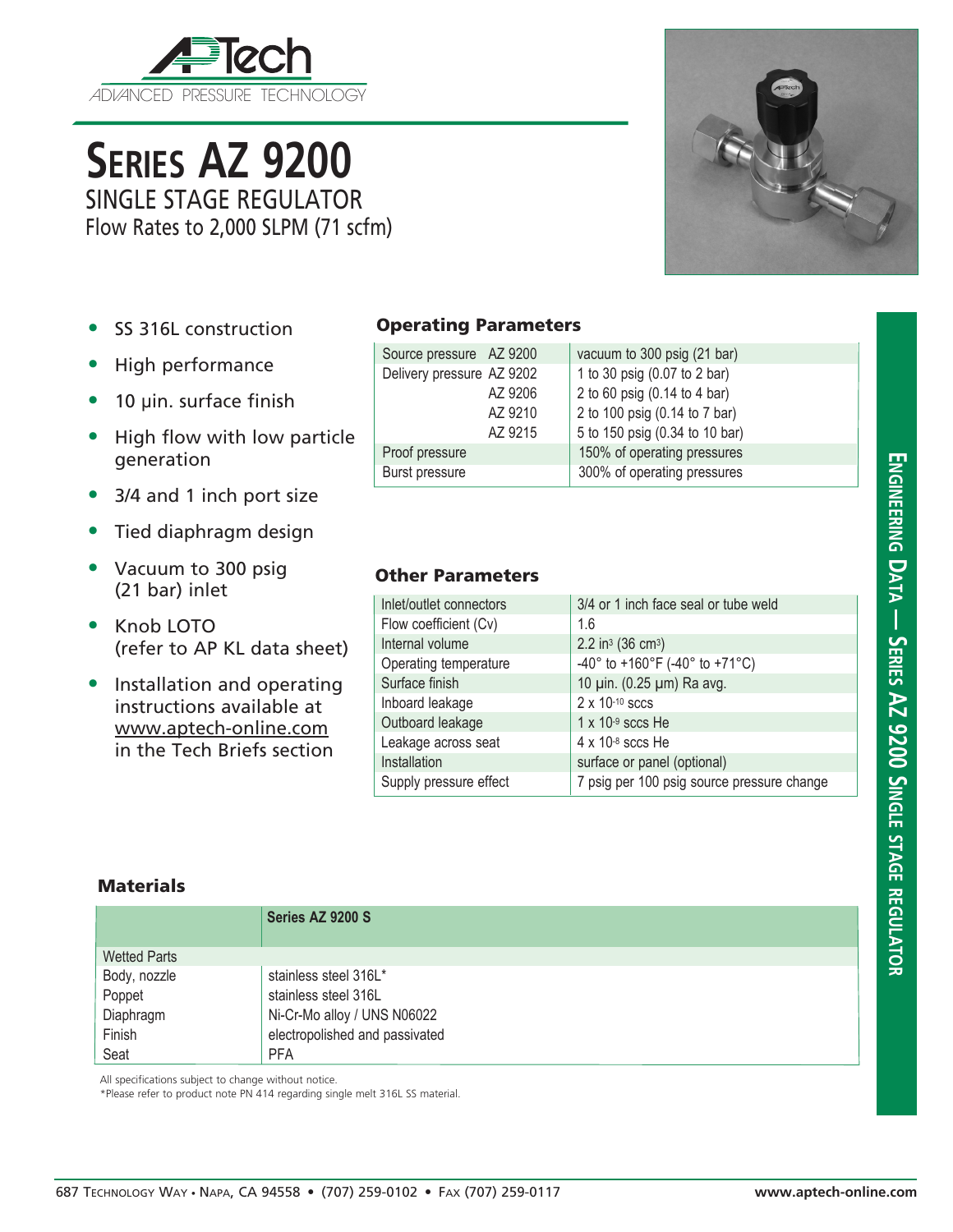APTech
ADVANCED PRESSURE TECHNOLOGY

# Series AZ 9200

## SINGLE STAGE REGULATOR

Flow Rates to 2,000 SLPM (71 scfm)

- SS 316L construction
- High performance
- 10 µin. surface finish
- High flow with low particle generation
- 3/4 and 1 inch port size
- Tied diaphragm design
- Vacuum to 300 psig (21 bar) inlet
- Knob LOTO (refer to AP KL data sheet)
- Installation and operating instructions available at www.aptech-online.com in the Tech Briefs section

### Operating Parameters

| | | |
|---|---|---|
| Source pressure | AZ 9200 | vacuum to 300 psig (21 bar) |
| Delivery pressure | AZ 9202 | 1 to 30 psig (0.07 to 2 bar) |
| | AZ 9206 | 2 to 60 psig (0.14 to 4 bar) |
| | AZ 9210 | 2 to 100 psig (0.14 to 7 bar) |
| | AZ 9215 | 5 to 150 psig (0.34 to 10 bar) |
| Proof pressure | | 150% of operating pressures |
| Burst pressure | | 300% of operating pressures |

### Other Parameters

| | |
|---|---|
| Inlet/outlet connectors | 3/4 or 1 inch face seal or tube weld |
| Flow coefficient (Cv) | 1.6 |
| Internal volume | 2.2 $in^3$ (36 $cm^3$) |
| Operating temperature | -40° to +160°F (-40° to +71°C) |
| Surface finish | 10 µin. (0.25 µm) Ra avg. |
| Inboard leakage | 2 x $10^{-10}$ sccs |
| Outboard leakage | 1 x $10^{-9}$ sccs He |
| Leakage across seat | 4 x $10^{-8}$ sccs He |
| Installation | surface or panel (optional) |
| Supply pressure effect | 7 psig per 100 psig source pressure change |

### Materials

| | Series AZ 9200 S |
|---|---|
| Wetted Parts | |
| Body, nozzle | stainless steel 316L* |
| Poppet | stainless steel 316L |
| Diaphragm | Ni-Cr-Mo alloy / UNS N06022 |
| Finish | electropolished and passivated |
| Seat | PFA |

All specifications subject to change without notice.
*Please refer to product note PN 414 regarding single melt 316L SS material.

ENGINEERING DATA — SERIES AZ 9200 SINGLE STAGE REGULATOR

687 Technology Way • Napa, CA 94558 • (707) 259-0102 • Fax (707) 259-0117 www.aptech-online.com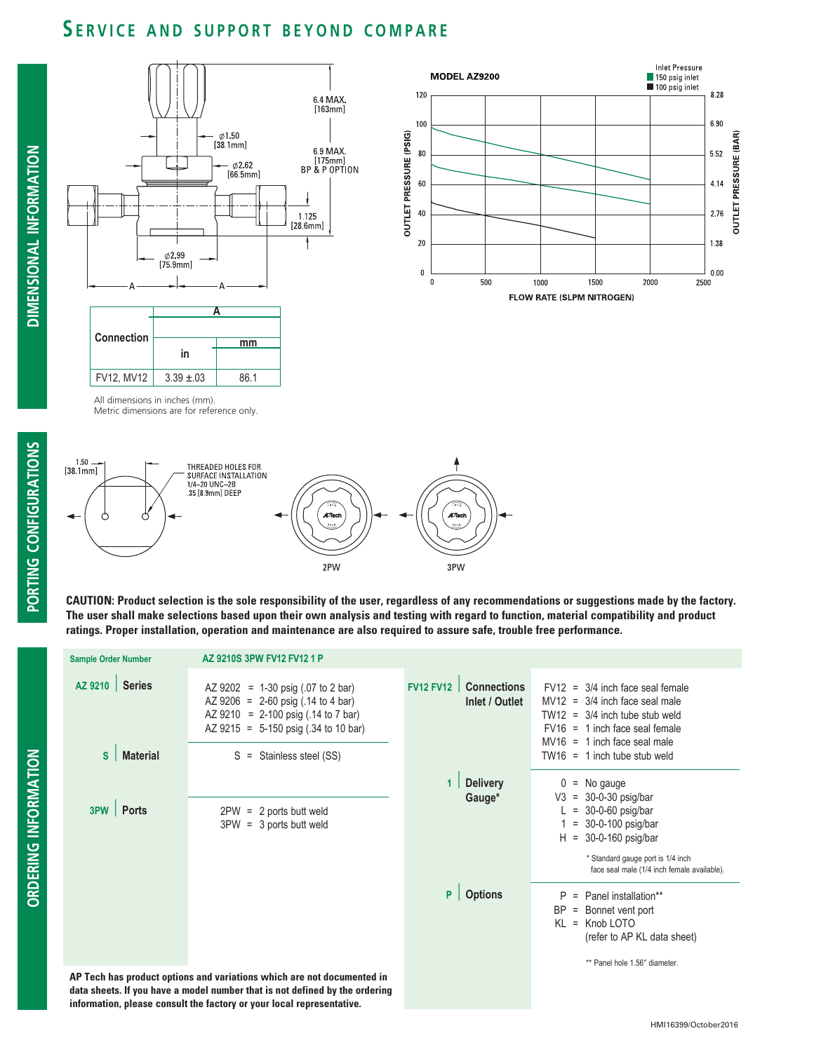# SERVICE AND SUPPORT BEYOND COMPARE

## DIMENSIONAL INFORMATION

6.4 MAX. [163mm]
⌀1.50 [38.1mm]
6.9 MAX. [175mm] BP & P OPTION
⌀2.62 [66.5mm]
1.125 [28.6mm]
⌀2.99 [75.9mm]
A
A

| Connection | A | |
|---|---|---|
| | in | mm |
| FV12, MV12 | 3.39 ±.03 | 86.1 |

All dimensions in inches (mm).
Metric dimensions are for reference only.

MODEL AZ9200

Inlet Pressure
150 psig inlet
100 psig inlet

OUTLET PRESSURE (PSIG)
0
20
40
60
80
100
120

OUTLET PRESSURE (BAR)
0.00
1.38
2.76
4.14
5.52
6.90
8.28

FLOW RATE (SLPM NITROGEN)
0
500
1000
1500
2000
2500

## PORTING CONFIGURATIONS

1.50 [38.1mm]

THREADED HOLES FOR SURFACE INSTALLATION 1/4–20 UNC–2B .35 [8.9mm] DEEP

2PW

3PW

**CAUTION: Product selection is the sole responsibility of the user, regardless of any recommendations or suggestions made by the factory. The user shall make selections based upon their own analysis and testing with regard to function, material compatibility and product ratings. Proper installation, operation and maintenance are also required to assure safe, trouble free performance.**

## ORDERING INFORMATION

**Sample Order Number** AZ 9210S 3PW FV12 FV12 1 P

**AZ 9210 | Series**

- AZ 9202 = 1-30 psig (.07 to 2 bar)
- AZ 9206 = 2-60 psig (.14 to 4 bar)
- AZ 9210 = 2-100 psig (.14 to 7 bar)
- AZ 9215 = 5-150 psig (.34 to 10 bar)

**S | Material**

- S = Stainless steel (SS)

**3PW | Ports**

- 2PW = 2 ports butt weld
- 3PW = 3 ports butt weld

**FV12 FV12 | Connections Inlet / Outlet**

- FV12 = 3/4 inch face seal female
- MV12 = 3/4 inch face seal male
- TW12 = 3/4 inch tube stub weld
- FV16 = 1 inch face seal female
- MV16 = 1 inch face seal male
- TW16 = 1 inch tube stub weld

**1 | Delivery Gauge***

- 0 = No gauge
- V3 = 30-0-30 psig/bar
- L = 30-0-60 psig/bar
- 1 = 30-0-100 psig/bar
- H = 30-0-160 psig/bar

* Standard gauge port is 1/4 inch face seal male (1/4 inch female available).

**P | Options**

- P = Panel installation**
- BP = Bonnet vent port
- KL = Knob LOTO (refer to AP KL data sheet)

** Panel hole 1.56" diameter.

**AP Tech has product options and variations which are not documented in data sheets. If you have a model number that is not defined by the ordering information, please consult the factory or your local representative.**

HMI16399/October2016